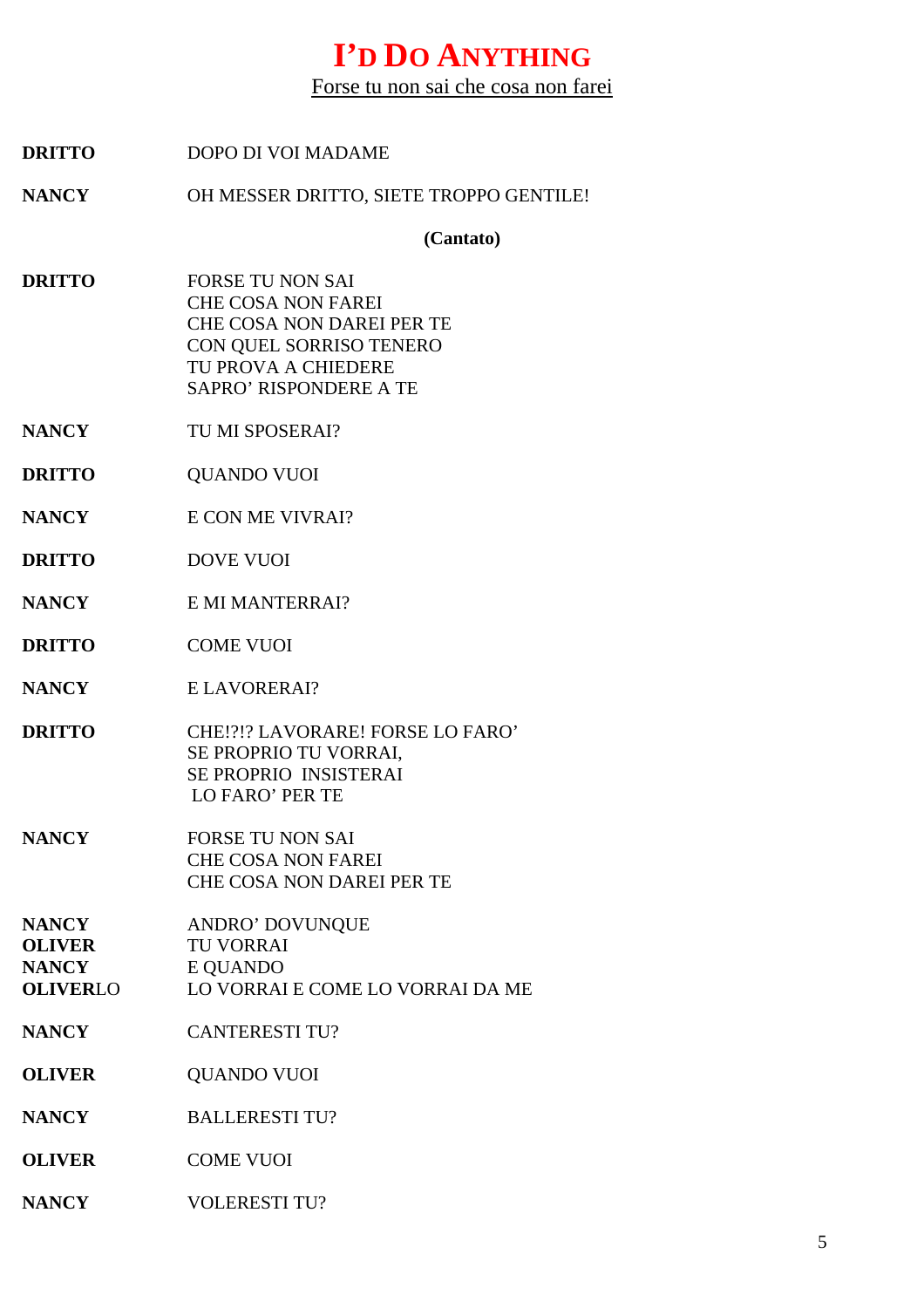# I'D DO ANYTHING

Forse tu non sai che cosa non farei

**DRITTO** DOPO DI VOI MADAME

**NANCY** OH MESSER DRITTO, SIETE TROPPO GENTILE!

**(Cantato)**

**DRITTO** FORSE TU NON SAI
CHE COSA NON FAREI
CHE COSA NON DAREI PER TE
CON QUEL SORRISO TENERO
TU PROVA A CHIEDERE
SAPRO' RISPONDERE A TE

**NANCY** TU MI SPOSERAI?

**DRITTO** QUANDO VUOI

**NANCY** E CON ME VIVRAI?

**DRITTO** DOVE VUOI

**NANCY** E MI MANTERRAI?

**DRITTO** COME VUOI

**NANCY** E LAVORERAI?

**DRITTO** CHE!?!? LAVORARE! FORSE LO FARO'
SE PROPRIO TU VORRAI,
SE PROPRIO INSISTERAI
LO FARO' PER TE

**NANCY** FORSE TU NON SAI
CHE COSA NON FAREI
CHE COSA NON DAREI PER TE

**NANCY** ANDRO' DOVUNQUE
**OLIVER** TU VORRAI
**NANCY** E QUANDO
**OLIVER**LO LO VORRAI E COME LO VORRAI DA ME

**NANCY** CANTERESTI TU?

**OLIVER** QUANDO VUOI

**NANCY** BALLERESTI TU?

**OLIVER** COME VUOI

**NANCY** VOLERESTI TU?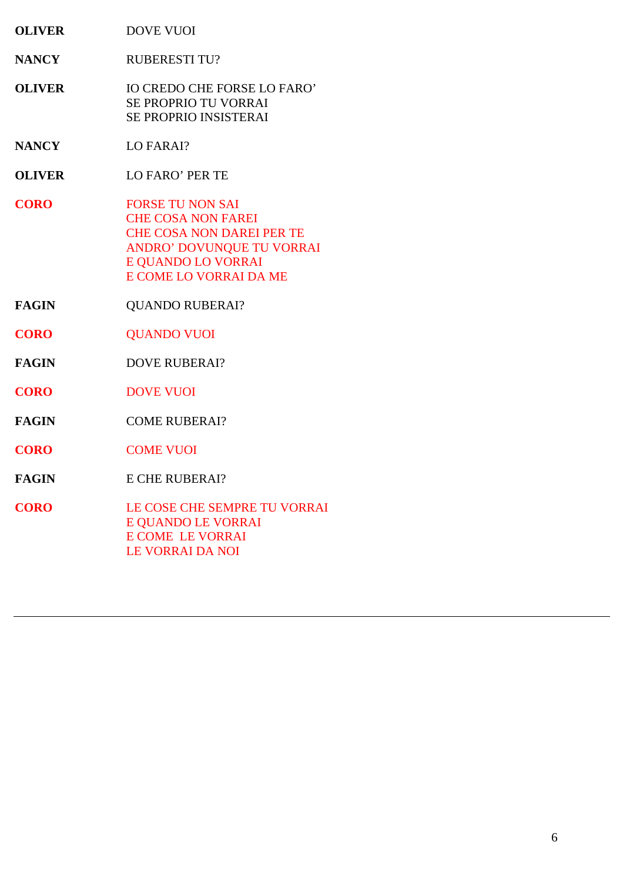**OLIVER** DOVE VUOI

**NANCY** RUBERESTI TU?

**OLIVER** IO CREDO CHE FORSE LO FARO'
SE PROPRIO TU VORRAI
SE PROPRIO INSISTERAI

**NANCY** LO FARAI?

**OLIVER** LO FARO' PER TE

**CORO** FORSE TU NON SAI
CHE COSA NON FAREI
CHE COSA NON DAREI PER TE
ANDRO' DOVUNQUE TU VORRAI
E QUANDO LO VORRAI
E COME LO VORRAI DA ME

**FAGIN** QUANDO RUBERAI?

**CORO** QUANDO VUOI

**FAGIN** DOVE RUBERAI?

**CORO** DOVE VUOI

**FAGIN** COME RUBERAI?

**CORO** COME VUOI

**FAGIN** E CHE RUBERAI?

**CORO** LE COSE CHE SEMPRE TU VORRAI
E QUANDO LE VORRAI
E COME LE VORRAI
LE VORRAI DA NOI

---